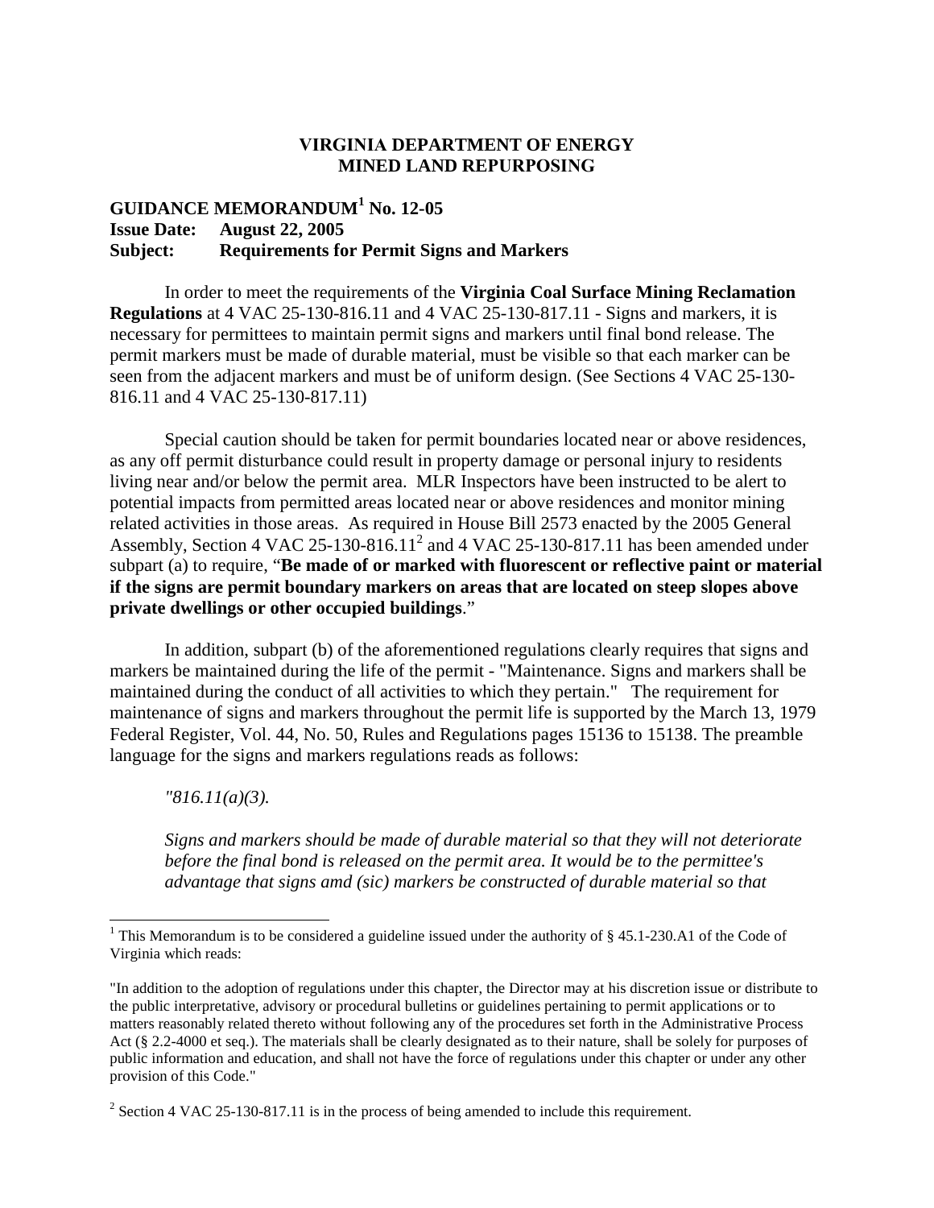**VIRGINIA DEPARTMENT OF ENERGY**
**MINED LAND REPURPOSING**

**GUIDANCE MEMORANDUM[1] No. 12-05**
**Issue Date: August 22, 2005**
**Subject: Requirements for Permit Signs and Markers**

In order to meet the requirements of the **Virginia Coal Surface Mining Reclamation Regulations** at 4 VAC 25-130-816.11 and 4 VAC 25-130-817.11 - Signs and markers, it is necessary for permittees to maintain permit signs and markers until final bond release. The permit markers must be made of durable material, must be visible so that each marker can be seen from the adjacent markers and must be of uniform design. (See Sections 4 VAC 25-130-816.11 and 4 VAC 25-130-817.11)

Special caution should be taken for permit boundaries located near or above residences, as any off permit disturbance could result in property damage or personal injury to residents living near and/or below the permit area. MLR Inspectors have been instructed to be alert to potential impacts from permitted areas located near or above residences and monitor mining related activities in those areas. As required in House Bill 2573 enacted by the 2005 General Assembly, Section 4 VAC 25-130-816.11[2] and 4 VAC 25-130-817.11 has been amended under subpart (a) to require, "**Be made of or marked with fluorescent or reflective paint or material if the signs are permit boundary markers on areas that are located on steep slopes above private dwellings or other occupied buildings**."

In addition, subpart (b) of the aforementioned regulations clearly requires that signs and markers be maintained during the life of the permit - "Maintenance. Signs and markers shall be maintained during the conduct of all activities to which they pertain." The requirement for maintenance of signs and markers throughout the permit life is supported by the March 13, 1979 Federal Register, Vol. 44, No. 50, Rules and Regulations pages 15136 to 15138. The preamble language for the signs and markers regulations reads as follows:

*"816.11(a)(3).*

*Signs and markers should be made of durable material so that they will not deteriorate before the final bond is released on the permit area. It would be to the permittee's advantage that signs amd (sic) markers be constructed of durable material so that*

---

[1] This Memorandum is to be considered a guideline issued under the authority of § 45.1-230.A1 of the Code of Virginia which reads:

"In addition to the adoption of regulations under this chapter, the Director may at his discretion issue or distribute to the public interpretative, advisory or procedural bulletins or guidelines pertaining to permit applications or to matters reasonably related thereto without following any of the procedures set forth in the Administrative Process Act (§ 2.2-4000 et seq.). The materials shall be clearly designated as to their nature, shall be solely for purposes of public information and education, and shall not have the force of regulations under this chapter or under any other provision of this Code."

[2] Section 4 VAC 25-130-817.11 is in the process of being amended to include this requirement.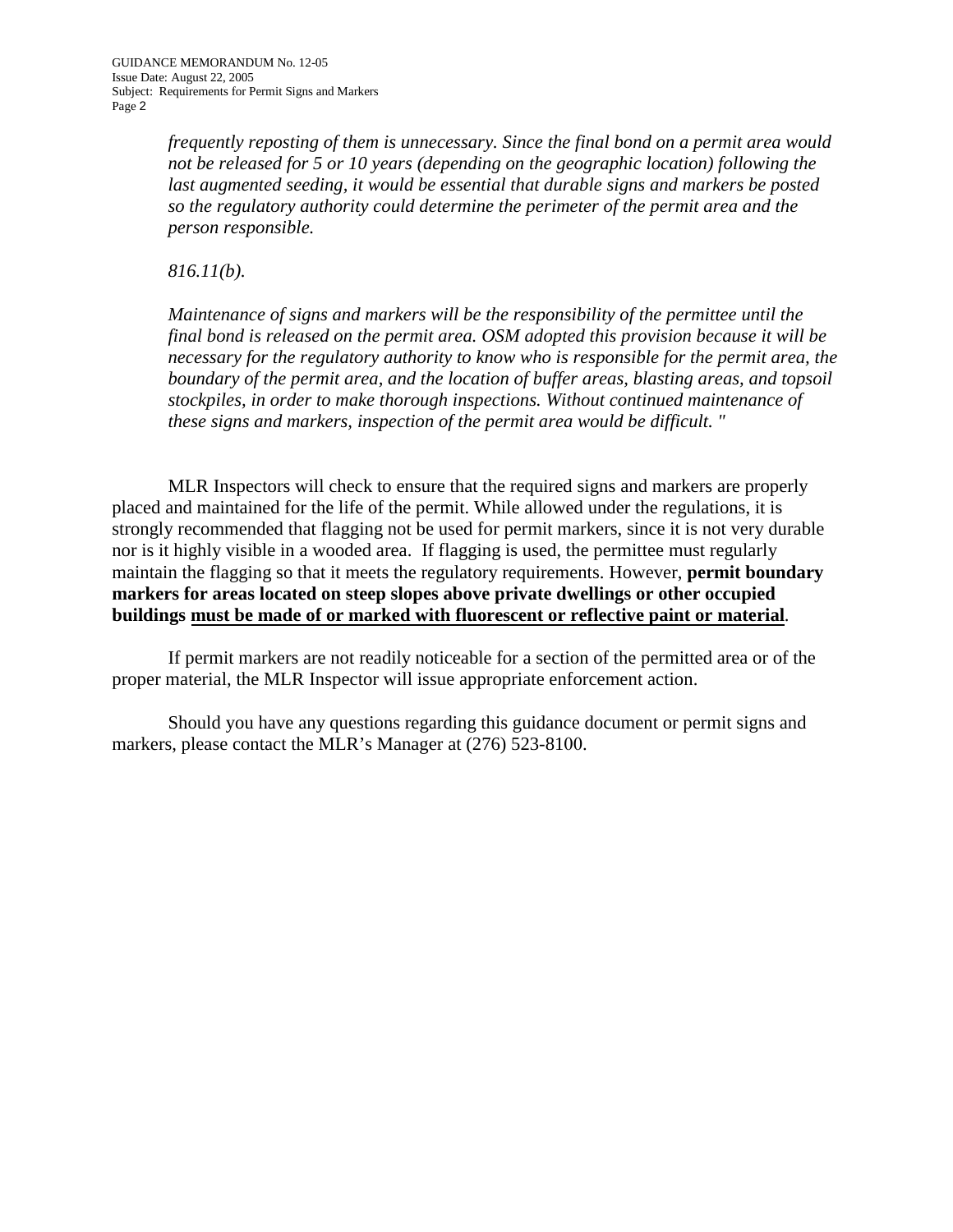*frequently reposting of them is unnecessary. Since the final bond on a permit area would not be released for 5 or 10 years (depending on the geographic location) following the last augmented seeding, it would be essential that durable signs and markers be posted so the regulatory authority could determine the perimeter of the permit area and the person responsible.*

*816.11(b).*

*Maintenance of signs and markers will be the responsibility of the permittee until the final bond is released on the permit area. OSM adopted this provision because it will be necessary for the regulatory authority to know who is responsible for the permit area, the boundary of the permit area, and the location of buffer areas, blasting areas, and topsoil stockpiles, in order to make thorough inspections. Without continued maintenance of these signs and markers, inspection of the permit area would be difficult. "*

MLR Inspectors will check to ensure that the required signs and markers are properly placed and maintained for the life of the permit. While allowed under the regulations, it is strongly recommended that flagging not be used for permit markers, since it is not very durable nor is it highly visible in a wooded area. If flagging is used, the permittee must regularly maintain the flagging so that it meets the regulatory requirements. However, **permit boundary markers for areas located on steep slopes above private dwellings or other occupied buildings <u>must be made of or marked with fluorescent or reflective paint or material</u>**.

If permit markers are not readily noticeable for a section of the permitted area or of the proper material, the MLR Inspector will issue appropriate enforcement action.

Should you have any questions regarding this guidance document or permit signs and markers, please contact the MLR's Manager at (276) 523-8100.